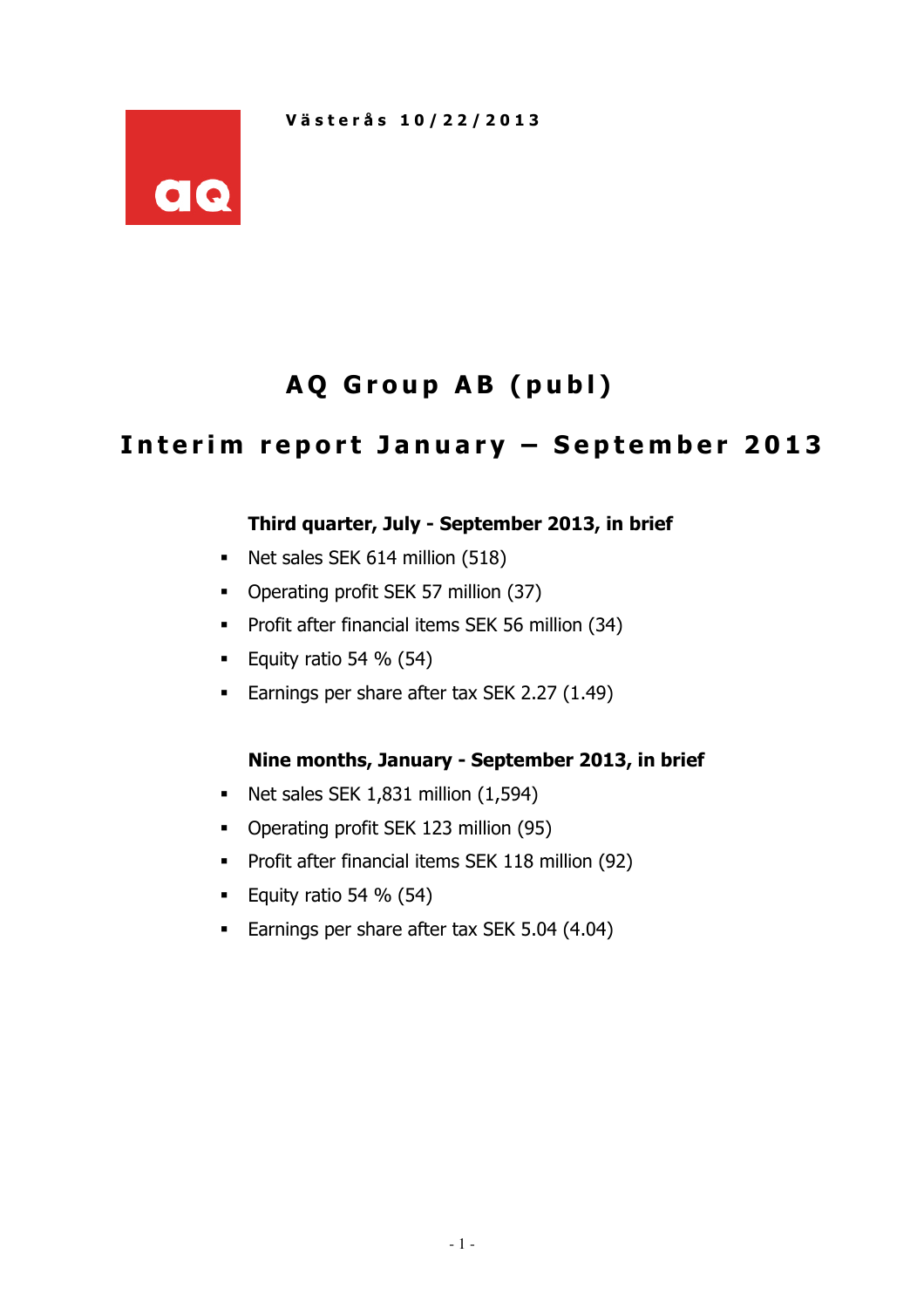Västerås 10/22/2013

# AQ Group AB (publ)

## Interim report January – September 2013

**Third quarter, July - September 2013, in brief**

- Net sales SEK 614 million (518)
- Operating profit SEK 57 million (37)
- Profit after financial items SEK 56 million (34)
- Equity ratio 54 % (54)
- Earnings per share after tax SEK 2.27 (1.49)

**Nine months, January - September 2013, in brief**

- Net sales SEK 1,831 million (1,594)
- Operating profit SEK 123 million (95)
- Profit after financial items SEK 118 million (92)
- Equity ratio 54 % (54)
- Earnings per share after tax SEK 5.04 (4.04)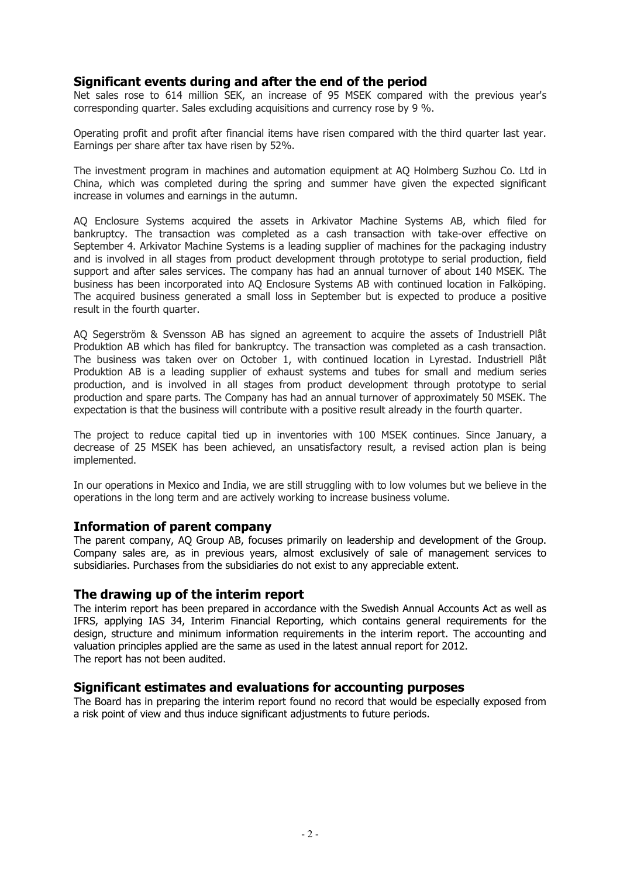## Significant events during and after the end of the period

Net sales rose to 614 million SEK, an increase of 95 MSEK compared with the previous year's corresponding quarter. Sales excluding acquisitions and currency rose by 9 %.

Operating profit and profit after financial items have risen compared with the third quarter last year. Earnings per share after tax have risen by 52%.

The investment program in machines and automation equipment at AQ Holmberg Suzhou Co. Ltd in China, which was completed during the spring and summer have given the expected significant increase in volumes and earnings in the autumn.

AQ Enclosure Systems acquired the assets in Arkivator Machine Systems AB, which filed for bankruptcy. The transaction was completed as a cash transaction with take-over effective on September 4. Arkivator Machine Systems is a leading supplier of machines for the packaging industry and is involved in all stages from product development through prototype to serial production, field support and after sales services. The company has had an annual turnover of about 140 MSEK. The business has been incorporated into AQ Enclosure Systems AB with continued location in Falköping. The acquired business generated a small loss in September but is expected to produce a positive result in the fourth quarter.

AQ Segerström & Svensson AB has signed an agreement to acquire the assets of Industriell Plåt Produktion AB which has filed for bankruptcy. The transaction was completed as a cash transaction. The business was taken over on October 1, with continued location in Lyrestad. Industriell Plåt Produktion AB is a leading supplier of exhaust systems and tubes for small and medium series production, and is involved in all stages from product development through prototype to serial production and spare parts. The Company has had an annual turnover of approximately 50 MSEK. The expectation is that the business will contribute with a positive result already in the fourth quarter.

The project to reduce capital tied up in inventories with 100 MSEK continues. Since January, a decrease of 25 MSEK has been achieved, an unsatisfactory result, a revised action plan is being implemented.

In our operations in Mexico and India, we are still struggling with to low volumes but we believe in the operations in the long term and are actively working to increase business volume.

## Information of parent company

The parent company, AQ Group AB, focuses primarily on leadership and development of the Group. Company sales are, as in previous years, almost exclusively of sale of management services to subsidiaries. Purchases from the subsidiaries do not exist to any appreciable extent.

## The drawing up of the interim report

The interim report has been prepared in accordance with the Swedish Annual Accounts Act as well as IFRS, applying IAS 34, Interim Financial Reporting, which contains general requirements for the design, structure and minimum information requirements in the interim report. The accounting and valuation principles applied are the same as used in the latest annual report for 2012.
The report has not been audited.

## Significant estimates and evaluations for accounting purposes

The Board has in preparing the interim report found no record that would be especially exposed from a risk point of view and thus induce significant adjustments to future periods.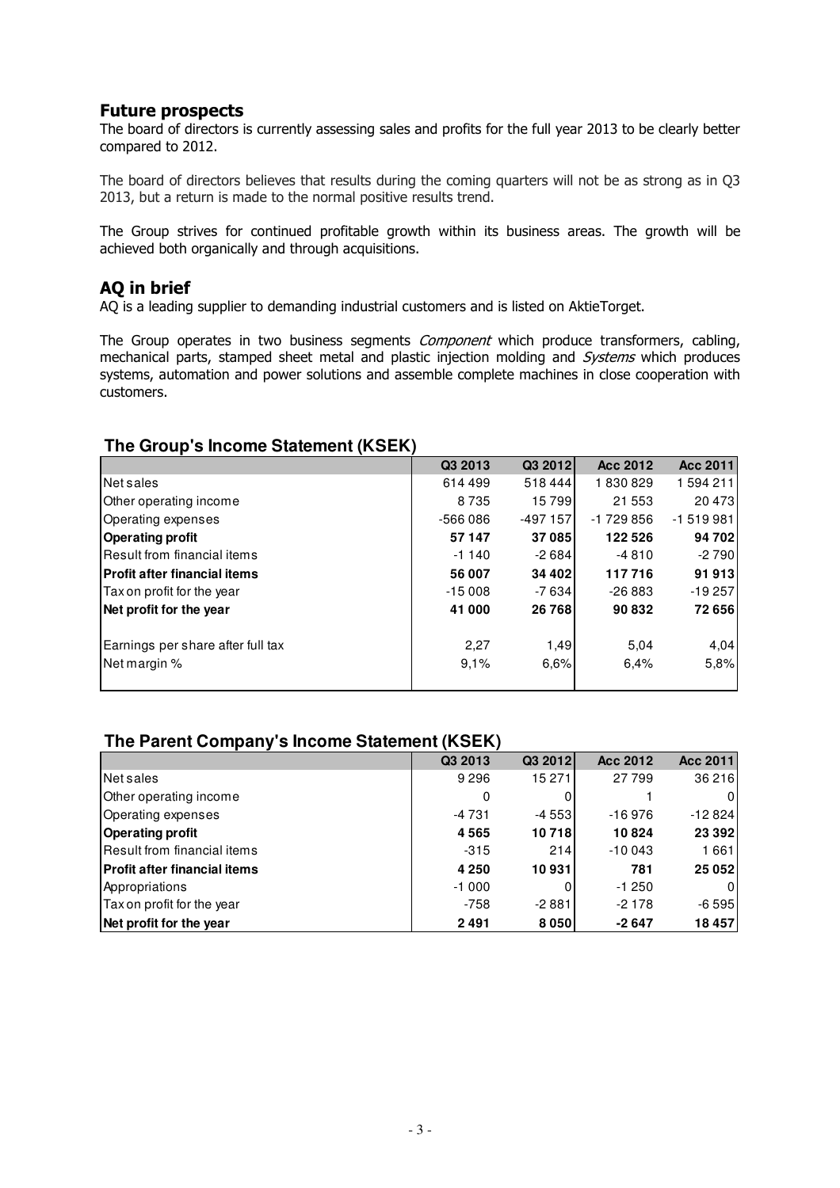## Future prospects

The board of directors is currently assessing sales and profits for the full year 2013 to be clearly better compared to 2012.

The board of directors believes that results during the coming quarters will not be as strong as in Q3 2013, but a return is made to the normal positive results trend.

The Group strives for continued profitable growth within its business areas. The growth will be achieved both organically and through acquisitions.

## AQ in brief

AQ is a leading supplier to demanding industrial customers and is listed on AktieTorget.

The Group operates in two business segments *Component* which produce transformers, cabling, mechanical parts, stamped sheet metal and plastic injection molding and *Systems* which produces systems, automation and power solutions and assemble complete machines in close cooperation with customers.

### The Group's Income Statement (KSEK)

| | Q3 2013 | Q3 2012 | Acc 2012 | Acc 2011 |
|---|---|---|---|---|
| Net sales | 614 499 | 518 444 | 1 830 829 | 1 594 211 |
| Other operating income | 8 735 | 15 799 | 21 553 | 20 473 |
| Operating expenses | -566 086 | -497 157 | -1 729 856 | -1 519 981 |
| **Operating profit** | **57 147** | **37 085** | **122 526** | **94 702** |
| Result from financial items | -1 140 | -2 684 | -4 810 | -2 790 |
| **Profit after financial items** | **56 007** | **34 402** | **117 716** | **91 913** |
| Tax on profit for the year | -15 008 | -7 634 | -26 883 | -19 257 |
| **Net profit for the year** | **41 000** | **26 768** | **90 832** | **72 656** |
| Earnings per share after full tax | 2,27 | 1,49 | 5,04 | 4,04 |
| Net margin % | 9,1% | 6,6% | 6,4% | 5,8% |

### The Parent Company's Income Statement (KSEK)

| | Q3 2013 | Q3 2012 | Acc 2012 | Acc 2011 |
|---|---|---|---|---|
| Net sales | 9 296 | 15 271 | 27 799 | 36 216 |
| Other operating income | 0 | 0 | 1 | 0 |
| Operating expenses | -4 731 | -4 553 | -16 976 | -12 824 |
| **Operating profit** | **4 565** | **10 718** | **10 824** | **23 392** |
| Result from financial items | -315 | 214 | -10 043 | 1 661 |
| **Profit after financial items** | **4 250** | **10 931** | **781** | **25 052** |
| Appropriations | -1 000 | 0 | -1 250 | 0 |
| Tax on profit for the year | -758 | -2 881 | -2 178 | -6 595 |
| **Net profit for the year** | **2 491** | **8 050** | **-2 647** | **18 457** |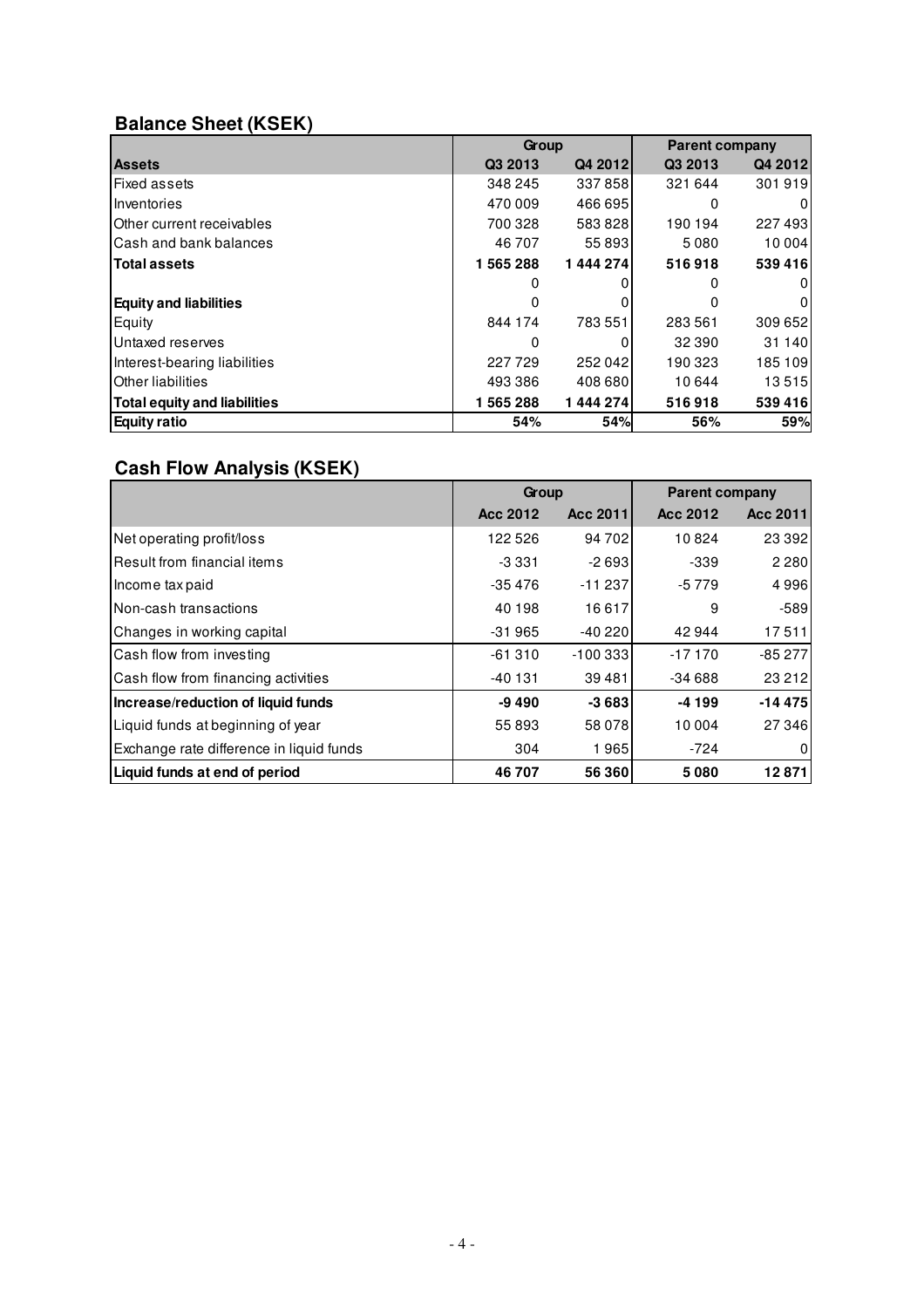## Balance Sheet (KSEK)

| | Group | | Parent company | |
|---|---|---|---|---|
| **Assets** | **Q3 2013** | **Q4 2012** | **Q3 2013** | **Q4 2012** |
| Fixed assets | 348 245 | 337 858 | 321 644 | 301 919 |
| Inventories | 470 009 | 466 695 | 0 | 0 |
| Other current receivables | 700 328 | 583 828 | 190 194 | 227 493 |
| Cash and bank balances | 46 707 | 55 893 | 5 080 | 10 004 |
| **Total assets** | **1 565 288** | **1 444 274** | **516 918** | **539 416** |
| | 0 | 0 | 0 | 0 |
| **Equity and liabilities** | 0 | 0 | 0 | 0 |
| Equity | 844 174 | 783 551 | 283 561 | 309 652 |
| Untaxed reserves | 0 | 0 | 32 390 | 31 140 |
| Interest-bearing liabilities | 227 729 | 252 042 | 190 323 | 185 109 |
| Other liabilities | 493 386 | 408 680 | 10 644 | 13 515 |
| **Total equity and liabilities** | **1 565 288** | **1 444 274** | **516 918** | **539 416** |
| **Equity ratio** | **54%** | **54%** | **56%** | **59%** |

## Cash Flow Analysis (KSEK)

| | Group | | Parent company | |
|---|---|---|---|---|
| | **Acc 2012** | **Acc 2011** | **Acc 2012** | **Acc 2011** |
| Net operating profit/loss | 122 526 | 94 702 | 10 824 | 23 392 |
| Result from financial items | -3 331 | -2 693 | -339 | 2 280 |
| Income tax paid | -35 476 | -11 237 | -5 779 | 4 996 |
| Non-cash transactions | 40 198 | 16 617 | 9 | -589 |
| Changes in working capital | -31 965 | -40 220 | 42 944 | 17 511 |
| Cash flow from investing | -61 310 | -100 333 | -17 170 | -85 277 |
| Cash flow from financing activities | -40 131 | 39 481 | -34 688 | 23 212 |
| **Increase/reduction of liquid funds** | **-9 490** | **-3 683** | **-4 199** | **-14 475** |
| Liquid funds at beginning of year | 55 893 | 58 078 | 10 004 | 27 346 |
| Exchange rate difference in liquid funds | 304 | 1 965 | -724 | 0 |
| **Liquid funds at end of period** | **46 707** | **56 360** | **5 080** | **12 871** |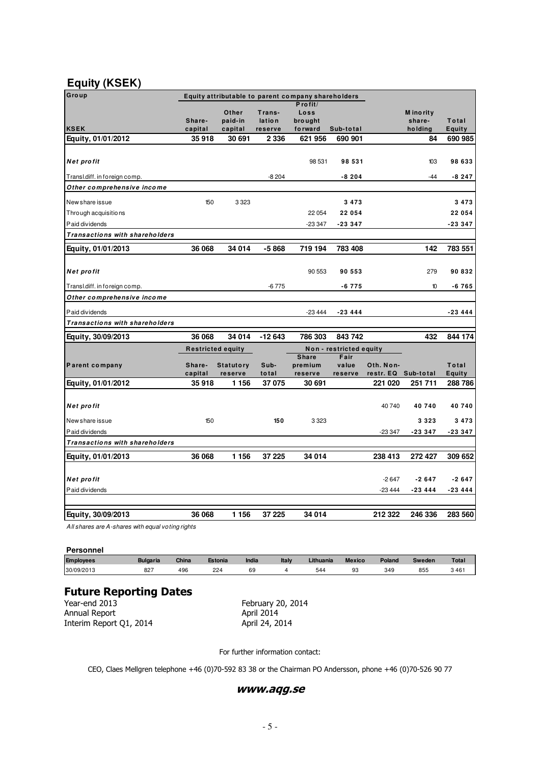## Equity (KSEK)

| Group | Equity attributable to parent company shareholders | | | | | | | |
|---|---|---|---|---|---|---|---|---|
| KSEK | Share-capital | Other paid-in capital | Trans-lation reserve | Profit/ Loss brought forward | Sub-total | | Minority share-holding | Total Equity |
| **Equity, 01/01/2012** | **35 918** | **30 691** | **2 336** | **621 956** | **690 901** | | **84** | **690 985** |
| ***Net profit*** | | | | 98 531 | **98 531** | | 103 | **98 633** |
| Transl.diff. in foreign comp. | | | -8 204 | | **-8 204** | | -44 | **-8 247** |
| ***Other comprehensive income*** | | | | | | | | |
| New share issue | 150 | 3 323 | | | **3 473** | | | **3 473** |
| Through acquisitions | | | | 22 054 | **22 054** | | | **22 054** |
| Paid dividends | | | | -23 347 | **-23 347** | | | **-23 347** |
| ***Transactions with shareholders*** | | | | | | | | |
| **Equity, 01/01/2013** | **36 068** | **34 014** | **-5 868** | **719 194** | **783 408** | | **142** | **783 551** |
| ***Net profit*** | | | | 90 553 | **90 553** | | 279 | **90 832** |
| Transl.diff. in foreign comp. | | | -6 775 | | **-6 775** | | 10 | **-6 765** |
| ***Other comprehensive income*** | | | | | | | | |
| Paid dividends | | | | -23 444 | **-23 444** | | | **-23 444** |
| ***Transactions with shareholders*** | | | | | | | | |
| **Equity, 30/09/2013** | **36 068** | **34 014** | **-12 643** | **786 303** | **843 742** | | **432** | **844 174** |

| | Restricted equity | | | Non - restricted equity | | | | |
|---|---|---|---|---|---|---|---|---|
| **Parent company** | Share-capital | Statutory reserve | Sub-total | Share premium reserve | Fair value reserve | Oth. Non-restr. EQ | Sub-total | Total Equity |
| **Equity, 01/01/2012** | **35 918** | **1 156** | **37 075** | **30 691** | | **221 020** | **251 711** | **288 786** |
| ***Net profit*** | | | | | | 40 740 | **40 740** | **40 740** |
| New share issue | 150 | | **150** | 3 323 | | | **3 323** | **3 473** |
| Paid dividends | | | | | | -23 347 | **-23 347** | **-23 347** |
| ***Transactions with shareholders*** | | | | | | | | |
| **Equity, 01/01/2013** | **36 068** | **1 156** | **37 225** | **34 014** | | **238 413** | **272 427** | **309 652** |
| ***Net profit*** | | | | | | -2 647 | **-2 647** | **-2 647** |
| Paid dividends | | | | | | -23 444 | **-23 444** | **-23 444** |
| **Equity, 30/09/2013** | **36 068** | **1 156** | **37 225** | **34 014** | | **212 322** | **246 336** | **283 560** |

*All shares are A-shares with equal voting rights*

**Personnel**

| Employees | Bulgaria | China | Estonia | India | Italy | Lithuania | Mexico | Poland | Sweden | Total |
|---|---|---|---|---|---|---|---|---|---|---|
| 30/09/2013 | 827 | 496 | 224 | 69 | 4 | 544 | 93 | 349 | 855 | 3 461 |

## Future Reporting Dates

| | |
|---|---|
| Year-end 2013 | February 20, 2014 |
| Annual Report | April 2014 |
| Interim Report Q1, 2014 | April 24, 2014 |

For further information contact:

CEO, Claes Mellgren telephone +46 (0)70-592 83 38 or the Chairman PO Andersson, phone +46 (0)70-526 90 77

***www.aqg.se***